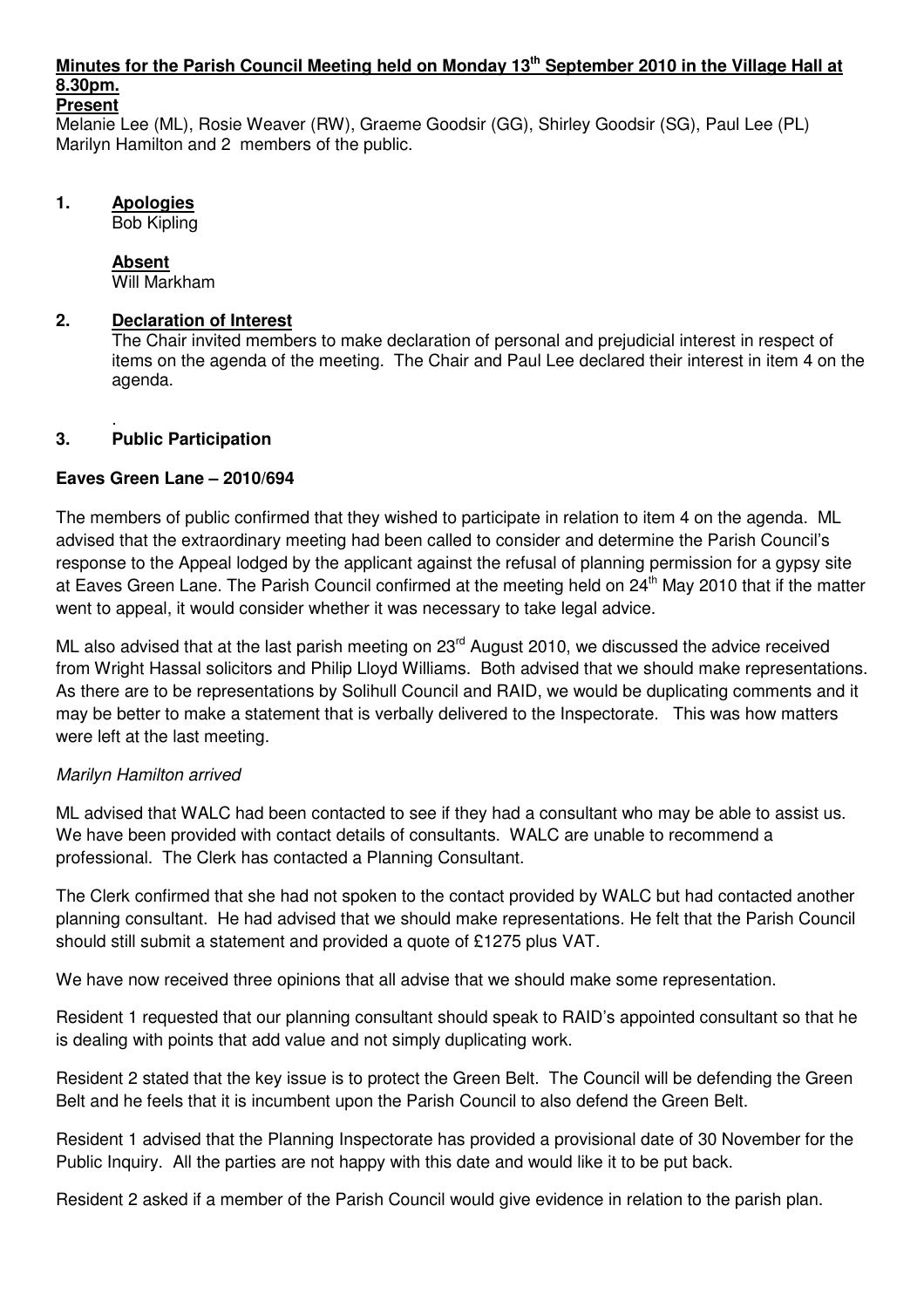## Minutes for the Parish Council Meeting held on Monday 13th September 2010 in the Village Hall at 8.30pm.

**Present**

Melanie Lee (ML), Rosie Weaver (RW), Graeme Goodsir (GG), Shirley Goodsir (SG), Paul Lee (PL) Marilyn Hamilton and 2 members of the public.

### 1. Apologies

Bob Kipling

**Absent**

Will Markham

### 2. Declaration of Interest

The Chair invited members to make declaration of personal and prejudicial interest in respect of items on the agenda of the meeting. The Chair and Paul Lee declared their interest in item 4 on the agenda.

.

### 3. Public Participation

**Eaves Green Lane – 2010/694**

The members of public confirmed that they wished to participate in relation to item 4 on the agenda. ML advised that the extraordinary meeting had been called to consider and determine the Parish Council's response to the Appeal lodged by the applicant against the refusal of planning permission for a gypsy site at Eaves Green Lane. The Parish Council confirmed at the meeting held on 24th May 2010 that if the matter went to appeal, it would consider whether it was necessary to take legal advice.

ML also advised that at the last parish meeting on 23rd August 2010, we discussed the advice received from Wright Hassal solicitors and Philip Lloyd Williams. Both advised that we should make representations. As there are to be representations by Solihull Council and RAID, we would be duplicating comments and it may be better to make a statement that is verbally delivered to the Inspectorate. This was how matters were left at the last meeting.

*Marilyn Hamilton arrived*

ML advised that WALC had been contacted to see if they had a consultant who may be able to assist us. We have been provided with contact details of consultants. WALC are unable to recommend a professional. The Clerk has contacted a Planning Consultant.

The Clerk confirmed that she had not spoken to the contact provided by WALC but had contacted another planning consultant. He had advised that we should make representations. He felt that the Parish Council should still submit a statement and provided a quote of £1275 plus VAT.

We have now received three opinions that all advise that we should make some representation.

Resident 1 requested that our planning consultant should speak to RAID's appointed consultant so that he is dealing with points that add value and not simply duplicating work.

Resident 2 stated that the key issue is to protect the Green Belt. The Council will be defending the Green Belt and he feels that it is incumbent upon the Parish Council to also defend the Green Belt.

Resident 1 advised that the Planning Inspectorate has provided a provisional date of 30 November for the Public Inquiry. All the parties are not happy with this date and would like it to be put back.

Resident 2 asked if a member of the Parish Council would give evidence in relation to the parish plan.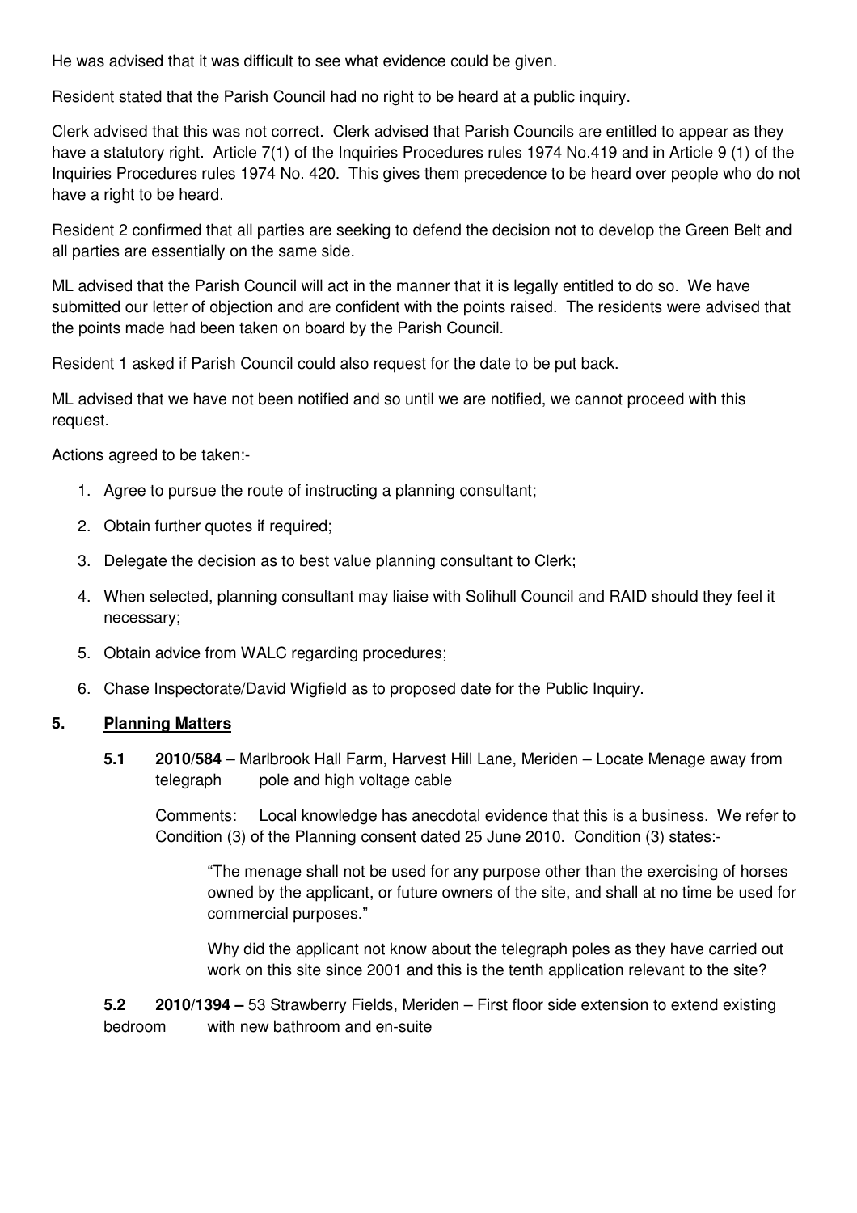He was advised that it was difficult to see what evidence could be given.

Resident stated that the Parish Council had no right to be heard at a public inquiry.

Clerk advised that this was not correct. Clerk advised that Parish Councils are entitled to appear as they have a statutory right. Article 7(1) of the Inquiries Procedures rules 1974 No.419 and in Article 9 (1) of the Inquiries Procedures rules 1974 No. 420. This gives them precedence to be heard over people who do not have a right to be heard.

Resident 2 confirmed that all parties are seeking to defend the decision not to develop the Green Belt and all parties are essentially on the same side.

ML advised that the Parish Council will act in the manner that it is legally entitled to do so. We have submitted our letter of objection and are confident with the points raised. The residents were advised that the points made had been taken on board by the Parish Council.

Resident 1 asked if Parish Council could also request for the date to be put back.

ML advised that we have not been notified and so until we are notified, we cannot proceed with this request.

Actions agreed to be taken:-

1. Agree to pursue the route of instructing a planning consultant;
2. Obtain further quotes if required;
3. Delegate the decision as to best value planning consultant to Clerk;
4. When selected, planning consultant may liaise with Solihull Council and RAID should they feel it necessary;
5. Obtain advice from WALC regarding procedures;
6. Chase Inspectorate/David Wigfield as to proposed date for the Public Inquiry.

## 5. Planning Matters

**5.1 2010/584** – Marlbrook Hall Farm, Harvest Hill Lane, Meriden – Locate Menage away from telegraph pole and high voltage cable

Comments: Local knowledge has anecdotal evidence that this is a business. We refer to Condition (3) of the Planning consent dated 25 June 2010. Condition (3) states:-

> "The menage shall not be used for any purpose other than the exercising of horses owned by the applicant, or future owners of the site, and shall at no time be used for commercial purposes."
>
> Why did the applicant not know about the telegraph poles as they have carried out work on this site since 2001 and this is the tenth application relevant to the site?

**5.2 2010/1394 –** 53 Strawberry Fields, Meriden – First floor side extension to extend existing bedroom with new bathroom and en-suite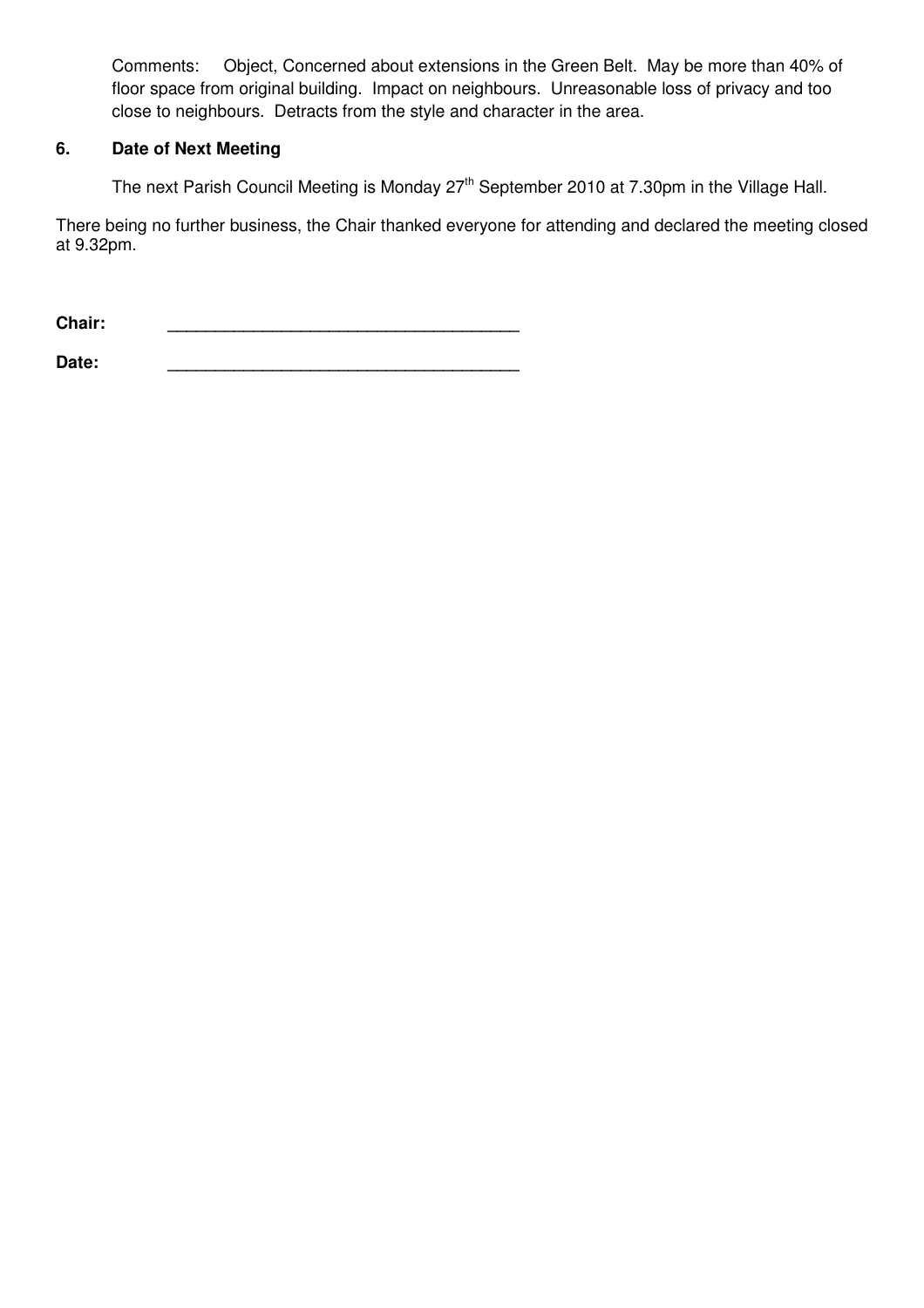Comments: Object, Concerned about extensions in the Green Belt. May be more than 40% of floor space from original building. Impact on neighbours. Unreasonable loss of privacy and too close to neighbours. Detracts from the style and character in the area.

## 6. Date of Next Meeting

The next Parish Council Meeting is Monday 27th September 2010 at 7.30pm in the Village Hall.

There being no further business, the Chair thanked everyone for attending and declared the meeting closed at 9.32pm.

**Chair:** ____________________________________

**Date:** ____________________________________